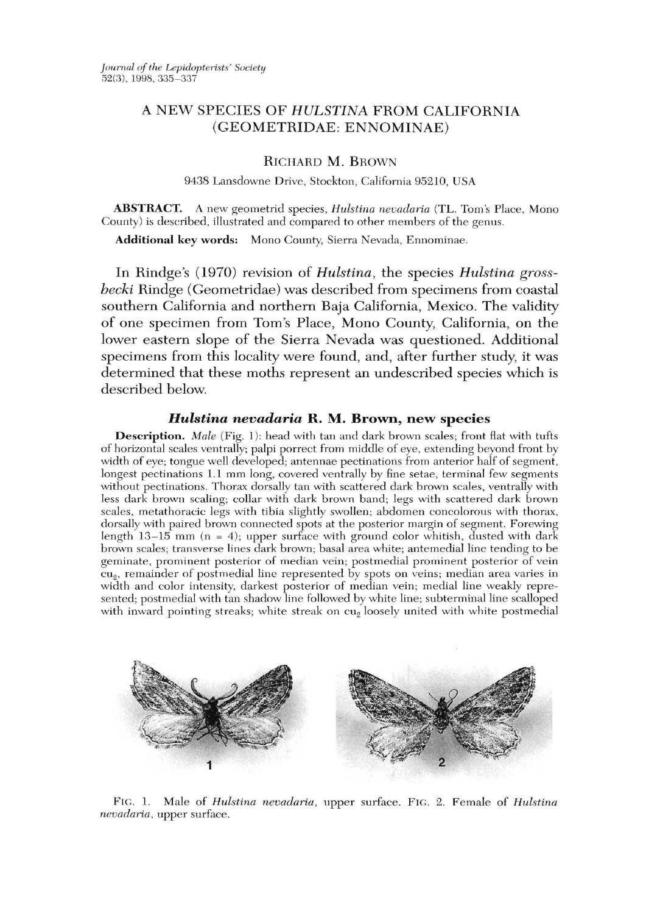# A NEW SPECIES OF *HULSTINA* FROM CALIFORNIA (GEOMETRIDAE: ENNOMINAE)

RICHARD M. BROWN

9438 Lansdowne Drive, Stockton, California 95210, USA

**ABSTRACT.** A new geometrid species, *Hulstina nevadaria* (TL. Tom's Place, Mono County) is described, illustrated and compared to other members of the genus.

**Additional key words:** Mono County, Sierra Nevada, Ennominae.

In Rindge's (1970) revision of *Hulstina*, the species *Hulstina grossbecki* Rindge (Geometridae) was described from specimens from coastal southern California and northern Baja California, Mexico. The validity of one specimen from Tom's Place, Mono County, California, on the lower eastern slope of the Sierra Nevada was questioned. Additional specimens from this locality were found, and, after further study, it was determined that these moths represent an undescribed species which is described below.

### *Hulstina nevadaria* R. M. Brown, new species

**Description.** *Male* (Fig. 1): head with tan and dark brown scales; front flat with tufts of horizontal scales ventrally; palpi porrect from middle of eye, extending beyond front by width of eye; tongue well developed; antennae pectinations from anterior half of segment, longest pectinations 1.1 mm long, covered ventrally by fine setae, terminal few segments without pectinations. Thorax dorsally tan with scattered dark brown scales, ventrally with less dark brown scaling; collar with dark brown band; legs with scattered dark brown scales, metathoracic legs with tibia slightly swollen; abdomen concolorous with thorax, dorsally with paired brown connected spots at the posterior margin of segment. Forewing length 13–15 mm (n = 4); upper surface with ground color whitish, dusted with dark brown scales; transverse lines dark brown; basal area white; antemedial line tending to be geminate, prominent posterior of median vein; postmedial prominent posterior of vein $cu_2$, remainder of postmedial line represented by spots on veins; median area varies in width and color intensity, darkest posterior of median vein; medial line weakly represented; postmedial with tan shadow line followed by white line; subterminal line scalloped with inward pointing streaks; white streak on $cu_2$ loosely united with white postmedial

FIG. 1. Male of *Hulstina nevadaria*, upper surface. FIG. 2. Female of *Hulstina nevadaria*, upper surface.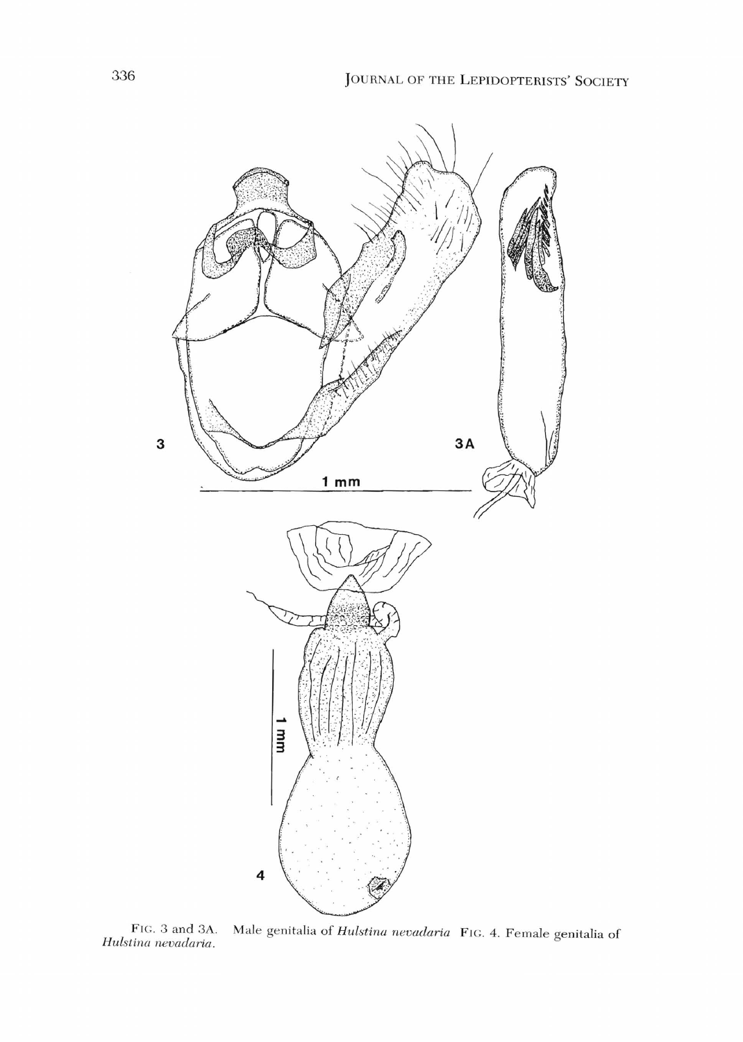FIG. 3 and 3A. Male genitalia of *Hulstina nevadaria* FIG. 4. Female genitalia of *Hulstina nevadaria*.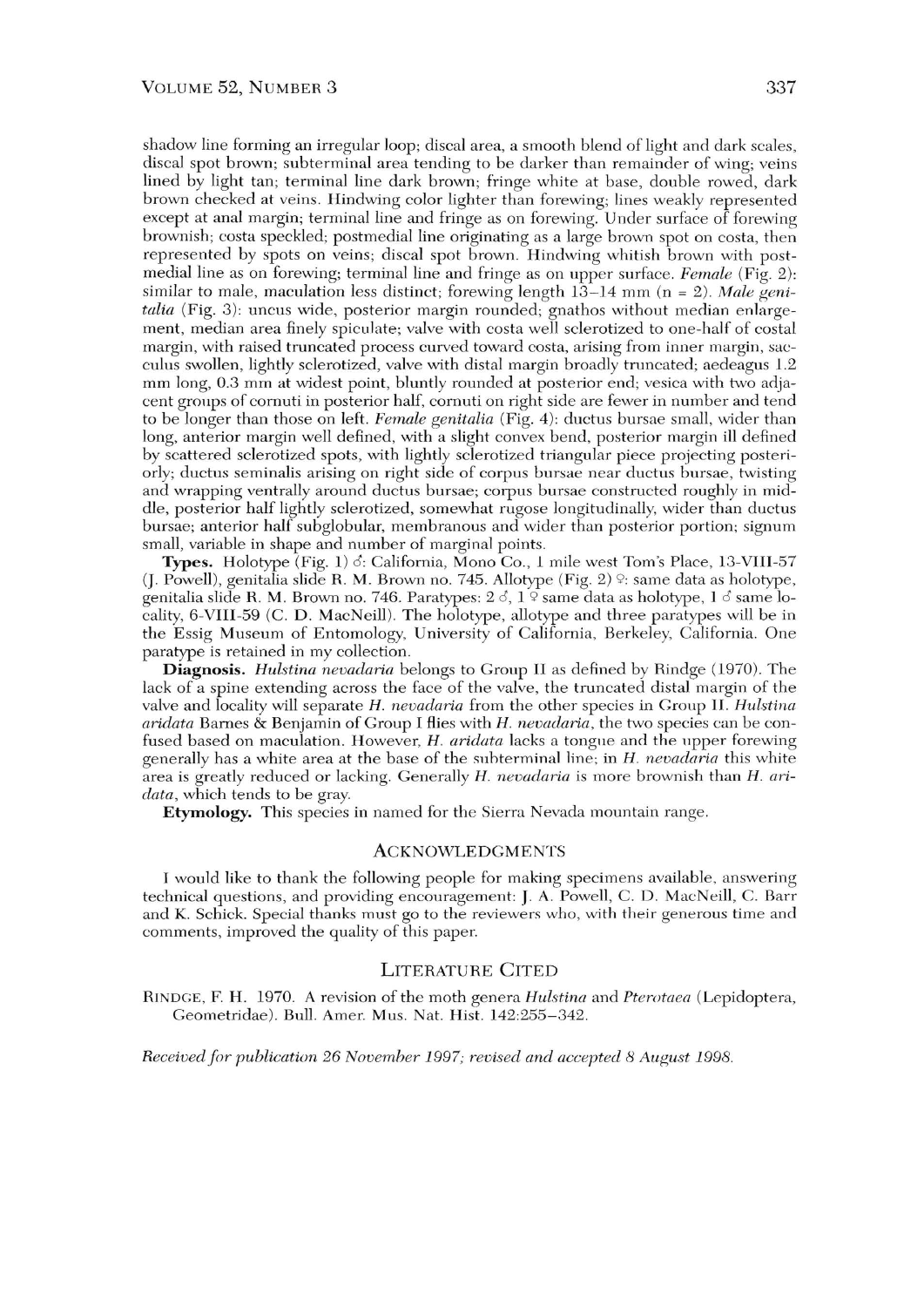shadow line forming an irregular loop; discal area, a smooth blend of light and dark scales, discal spot brown; subterminal area tending to be darker than remainder of wing; veins lined by light tan; terminal line dark brown; fringe white at base, double rowed, dark brown checked at veins. Hindwing color lighter than forewing; lines weakly represented except at anal margin; terminal line and fringe as on forewing. Under surface of forewing brownish; costa speckled; postmedial line originating as a large brown spot on costa, then represented by spots on veins; discal spot brown. Hindwing whitish brown with postmedial line as on forewing; terminal line and fringe as on upper surface. *Female* (Fig. 2): similar to male, maculation less distinct; forewing length 13–14 mm (n = 2). *Male genitalia* (Fig. 3): uncus wide, posterior margin rounded; gnathos without median enlargement, median area finely spiculate; valve with costa well sclerotized to one-half of costal margin, with raised truncated process curved toward costa, arising from inner margin, sacculus swollen, lightly sclerotized, valve with distal margin broadly truncated; aedeagus 1.2 mm long, 0.3 mm at widest point, bluntly rounded at posterior end; vesica with two adjacent groups of cornuti in posterior half, cornuti on right side are fewer in number and tend to be longer than those on left. *Female genitalia* (Fig. 4): ductus bursae small, wider than long, anterior margin well defined, with a slight convex bend, posterior margin ill defined by scattered sclerotized spots, with lightly sclerotized triangular piece projecting posteriorly; ductus seminalis arising on right side of corpus bursae near ductus bursae, twisting and wrapping ventrally around ductus bursae; corpus bursae constructed roughly in middle, posterior half lightly sclerotized, somewhat rugose longitudinally, wider than ductus bursae; anterior half subglobular, membranous and wider than posterior portion; signum small, variable in shape and number of marginal points.

**Types.** Holotype (Fig. 1) ♂: California, Mono Co., 1 mile west Tom's Place, 13-VIII-57 (J. Powell), genitalia slide R. M. Brown no. 745. Allotype (Fig. 2) ♀: same data as holotype, genitalia slide R. M. Brown no. 746. Paratypes: 2 ♂, 1 ♀ same data as holotype, 1 ♂ same locality, 6-VIII-59 (C. D. MacNeill). The holotype, allotype and three paratypes will be in the Essig Museum of Entomology, University of California, Berkeley, California. One paratype is retained in my collection.

**Diagnosis.** *Hulstina nevadaria* belongs to Group II as defined by Rindge (1970). The lack of a spine extending across the face of the valve, the truncated distal margin of the valve and locality will separate *H. nevadaria* from the other species in Group II. *Hulstina aridata* Barnes & Benjamin of Group I flies with *H. nevadaria*, the two species can be confused based on maculation. However, *H. aridata* lacks a tongue and the upper forewing generally has a white area at the base of the subterminal line; in *H. nevadaria* this white area is greatly reduced or lacking. Generally *H. nevadaria* is more brownish than *H. aridata*, which tends to be gray.

**Etymology.** This species in named for the Sierra Nevada mountain range.

## ACKNOWLEDGMENTS

I would like to thank the following people for making specimens available, answering technical questions, and providing encouragement: J. A. Powell, C. D. MacNeill, C. Barr and K. Schick. Special thanks must go to the reviewers who, with their generous time and comments, improved the quality of this paper.

## LITERATURE CITED

RINDGE, F. H. 1970. A revision of the moth genera *Hulstina* and *Pterotaea* (Lepidoptera, Geometridae). Bull. Amer. Mus. Nat. Hist. 142:255–342.

*Received for publication 26 November 1997; revised and accepted 8 August 1998.*